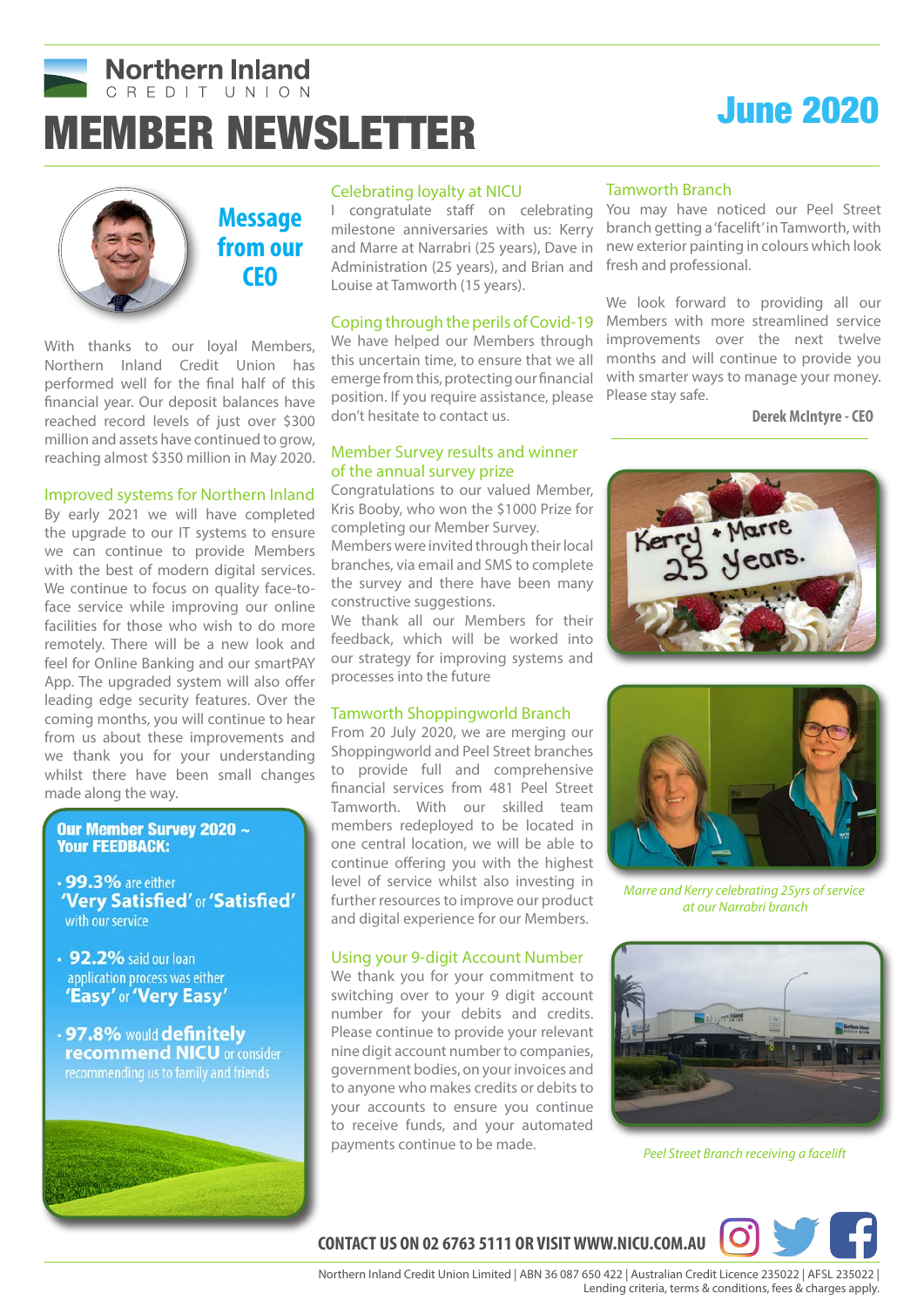Northern Inland
CREDIT UNION

# MEMBER NEWSLETTER

## June 2020

## Message from our CEO

With thanks to our loyal Members, Northern Inland Credit Union has performed well for the final half of this financial year. Our deposit balances have reached record levels of just over $300 million and assets have continued to grow, reaching almost $350 million in May 2020.

### Improved systems for Northern Inland

By early 2021 we will have completed the upgrade to our IT systems to ensure we can continue to provide Members with the best of modern digital services. We continue to focus on quality face-to-face service while improving our online facilities for those who wish to do more remotely. There will be a new look and feel for Online Banking and our smartPAY App. The upgraded system will also offer leading edge security features. Over the coming months, you will continue to hear from us about these improvements and we thank you for your understanding whilst there have been small changes made along the way.

**Our Member Survey 2020 ~ Your FEEDBACK:**

- **99.3%** are either **'Very Satisfied'** or **'Satisfied'** with our service
- **92.2%** said our loan application process was either **'Easy'** or **'Very Easy'**
- **97.8%** would **definitely recommend NICU** or consider recommending us to family and friends

### Celebrating loyalty at NICU

I congratulate staff on celebrating milestone anniversaries with us: Kerry and Marre at Narrabri (25 years), Dave in Administration (25 years), and Brian and Louise at Tamworth (15 years).

### Coping through the perils of Covid-19

We have helped our Members through this uncertain time, to ensure that we all emerge from this, protecting our financial position. If you require assistance, please don't hesitate to contact us.

### Member Survey results and winner of the annual survey prize

Congratulations to our valued Member, Kris Booby, who won the $1000 Prize for completing our Member Survey.
Members were invited through their local branches, via email and SMS to complete the survey and there have been many constructive suggestions.
We thank all our Members for their feedback, which will be worked into our strategy for improving systems and processes into the future

### Tamworth Shoppingworld Branch

From 20 July 2020, we are merging our Shoppingworld and Peel Street branches to provide full and comprehensive financial services from 481 Peel Street Tamworth. With our skilled team members redeployed to be located in one central location, we will be able to continue offering you with the highest level of service whilst also investing in further resources to improve our product and digital experience for our Members.

### Using your 9-digit Account Number

We thank you for your commitment to switching over to your 9 digit account number for your debits and credits. Please continue to provide your relevant nine digit account number to companies, government bodies, on your invoices and to anyone who makes credits or debits to your accounts to ensure you continue to receive funds, and your automated payments continue to be made.

### Tamworth Branch

You may have noticed our Peel Street branch getting a 'facelift' in Tamworth, with new exterior painting in colours which look fresh and professional.

We look forward to providing all our Members with more streamlined service improvements over the next twelve months and will continue to provide you with smarter ways to manage your money. Please stay safe.

**Derek McIntyre - CEO**

*Marre and Kerry celebrating 25yrs of service at our Narrabri branch*

*Peel Street Branch receiving a facelift*

**CONTACT US ON 02 6763 5111 OR VISIT WWW.NICU.COM.AU**

Northern Inland Credit Union Limited | ABN 36 087 650 422 | Australian Credit Licence 235022 | AFSL 235022 | Lending criteria, terms & conditions, fees & charges apply.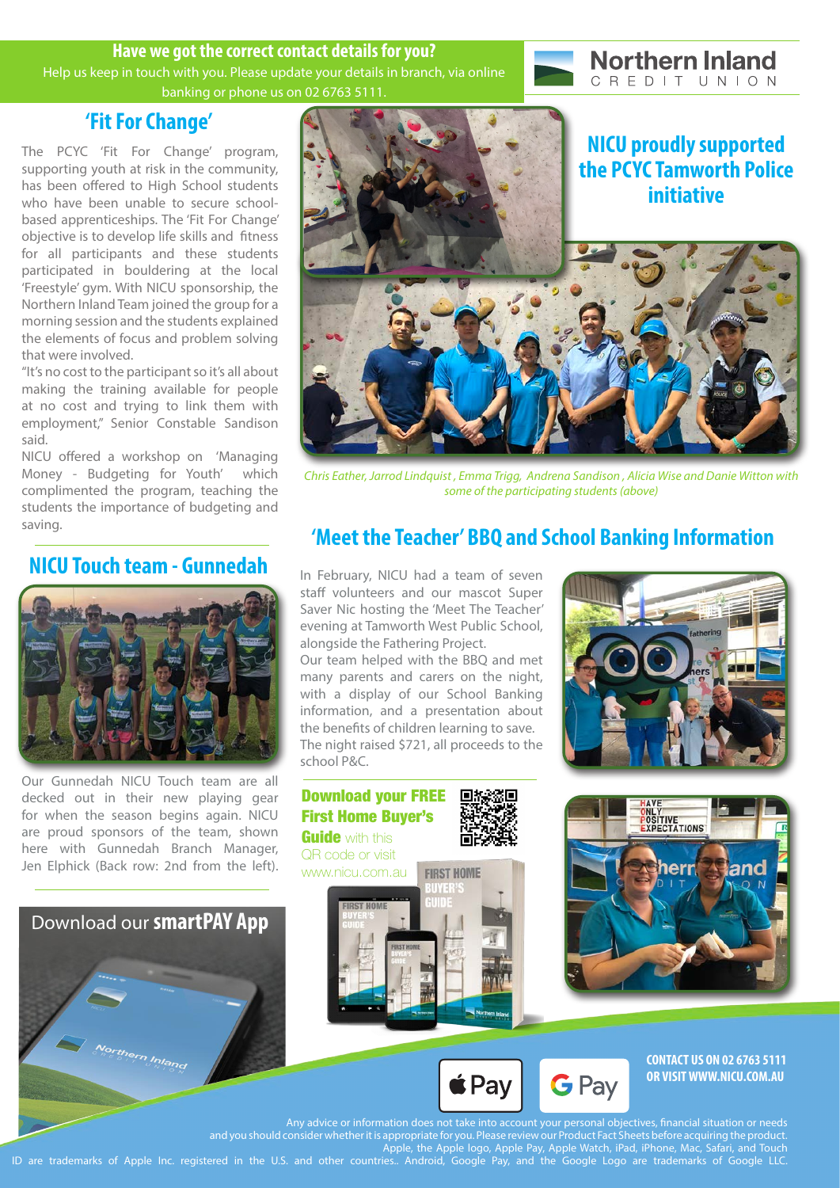**Have we got the correct contact details for you?**

Help us keep in touch with you. Please update your details in branch, via online banking or phone us on 02 6763 5111.

Northern Inland CREDIT UNION

## 'Fit For Change'

The PCYC 'Fit For Change' program, supporting youth at risk in the community, has been offered to High School students who have been unable to secure school-based apprenticeships. The 'Fit For Change' objective is to develop life skills and fitness for all participants and these students participated in bouldering at the local 'Freestyle' gym. With NICU sponsorship, the Northern Inland Team joined the group for a morning session and the students explained the elements of focus and problem solving that were involved.

"It's no cost to the participant so it's all about making the training available for people at no cost and trying to link them with employment," Senior Constable Sandison said.

NICU offered a workshop on 'Managing Money - Budgeting for Youth' which complimented the program, teaching the students the importance of budgeting and saving.

## NICU proudly supported the PCYC Tamworth Police initiative

*Chris Eather, Jarrod Lindquist , Emma Trigg, Andrena Sandison , Alicia Wise and Danie Witton with some of the participating students (above)*

## NICU Touch team - Gunnedah

Our Gunnedah NICU Touch team are all decked out in their new playing gear for when the season begins again. NICU are proud sponsors of the team, shown here with Gunnedah Branch Manager, Jen Elphick (Back row: 2nd from the left).

## 'Meet the Teacher' BBQ and School Banking Information

In February, NICU had a team of seven staff volunteers and our mascot Super Saver Nic hosting the 'Meet The Teacher' evening at Tamworth West Public School, alongside the Fathering Project.

Our team helped with the BBQ and met many parents and carers on the night, with a display of our School Banking information, and a presentation about the benefits of children learning to save.

The night raised $721, all proceeds to the school P&C.

**Download your FREE First Home Buyer's Guide** with this QR code or visit www.nicu.com.au

Download our **smartPAY App**

**CONTACT US ON 02 6763 5111 OR VISIT WWW.NICU.COM.AU**

Any advice or information does not take into account your personal objectives, financial situation or needs and you should consider whether it is appropriate for you. Please review our Product Fact Sheets before acquiring the product. Apple, the Apple logo, Apple Pay, Apple Watch, iPad, iPhone, Mac, Safari, and Touch ID are trademarks of Apple Inc. registered in the U.S. and other countries.. Android, Google Pay, and the Google Logo are trademarks of Google LLC.